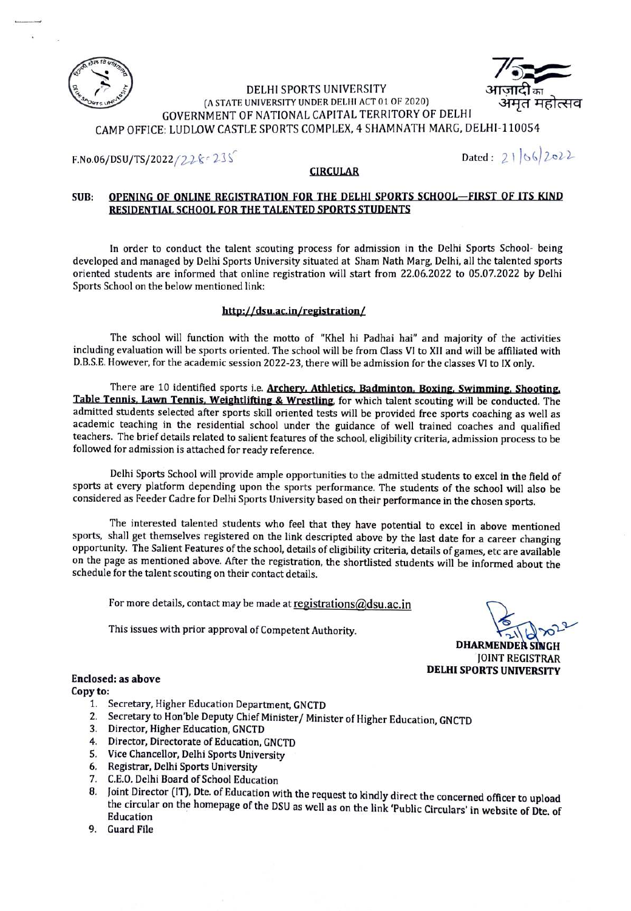DELHI SPORTS UNIVERSITY

(A STATE UNIVERSITY UNDER DELHI ACT 01 OF 2020)

GOVERNMENT OF NATIONAL CAPITAL TERRITORY OF DELHI

CAMP OFFICE: LUDLOW CASTLE SPORTS COMPLEX, 4 SHAMNATH MARG, DELHI-110054

आज़ादी का अमृत महोत्सव

F.No.06/DSU/TS/2022/228-235 Dated: 21/06/2022

## CIRCULAR

**SUB: OPENING OF ONLINE REGISTRATION FOR THE DELHI SPORTS SCHOOL—FIRST OF ITS KIND RESIDENTIAL SCHOOL FOR THE TALENTED SPORTS STUDENTS**

In order to conduct the talent scouting process for admission in the Delhi Sports School- being developed and managed by Delhi Sports University situated at Sham Nath Marg, Delhi, all the talented sports oriented students are informed that online registration will start from 22.06.2022 to 05.07.2022 by Delhi Sports School on the below mentioned link:

**http://dsu.ac.in/registration/**

The school will function with the motto of "Khel hi Padhai hai" and majority of the activities including evaluation will be sports oriented. The school will be from Class VI to XII and will be affiliated with D.B.S.E. However, for the academic session 2022-23, there will be admission for the classes VI to IX only.

There are 10 identified sports i.e. **Archery, Athletics, Badminton, Boxing, Swimming, Shooting, Table Tennis, Lawn Tennis, Weightlifting & Wrestling**, for which talent scouting will be conducted. The admitted students selected after sports skill oriented tests will be provided free sports coaching as well as academic teaching in the residential school under the guidance of well trained coaches and qualified teachers. The brief details related to salient features of the school, eligibility criteria, admission process to be followed for admission is attached for ready reference.

Delhi Sports School will provide ample opportunities to the admitted students to excel in the field of sports at every platform depending upon the sports performance. The students of the school will also be considered as Feeder Cadre for Delhi Sports University based on their performance in the chosen sports.

The interested talented students who feel that they have potential to excel in above mentioned sports, shall get themselves registered on the link descripted above by the last date for a career changing opportunity. The Salient Features of the school, details of eligibility criteria, details of games, etc are available on the page as mentioned above. After the registration, the shortlisted students will be informed about the schedule for the talent scouting on their contact details.

For more details, contact may be made at registrations@dsu.ac.in

This issues with prior approval of Competent Authority.

**DHARMENDER SINGH**
JOINT REGISTRAR
**DELHI SPORTS UNIVERSITY**

**Enclosed: as above**

**Copy to:**

1. Secretary, Higher Education Department, GNCTD
2. Secretary to Hon'ble Deputy Chief Minister/ Minister of Higher Education, GNCTD
3. Director, Higher Education, GNCTD
4. Director, Directorate of Education, GNCTD
5. Vice Chancellor, Delhi Sports University
6. Registrar, Delhi Sports University
7. C.E.O. Delhi Board of School Education
8. Joint Director (IT), Dte. of Education with the request to kindly direct the concerned officer to upload the circular on the homepage of the DSU as well as on the link 'Public Circulars' in website of Dte. of Education
9. Guard File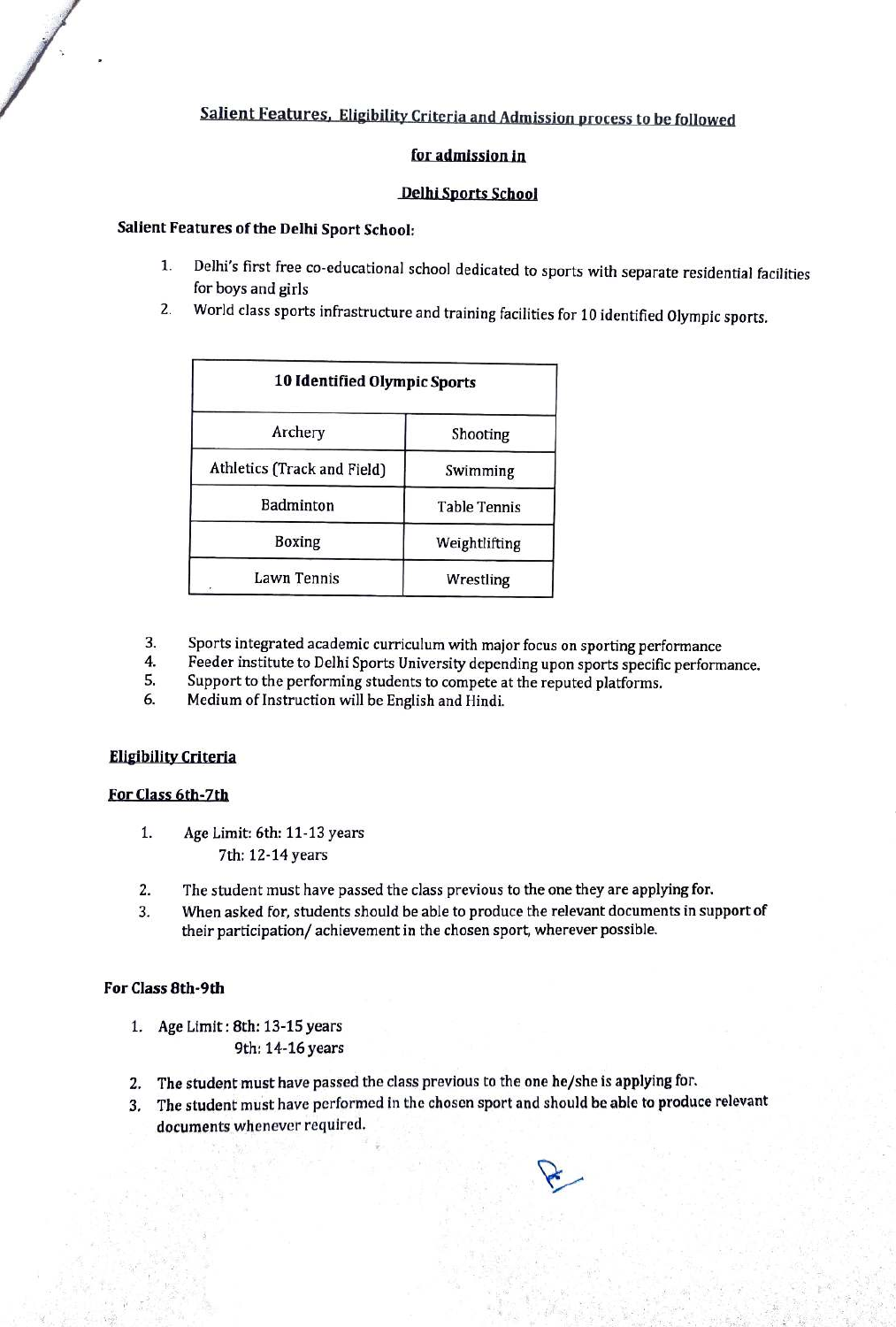## Salient Features, Eligibility Criteria and Admission process to be followed

## for admission in

## Delhi Sports School

**Salient Features of the Delhi Sport School:**

1. Delhi's first free co-educational school dedicated to sports with separate residential facilities for boys and girls
2. World class sports infrastructure and training facilities for 10 identified Olympic sports.

| 10 Identified Olympic Sports | |
|---|---|
| Archery | Shooting |
| Athletics (Track and Field) | Swimming |
| Badminton | Table Tennis |
| Boxing | Weightlifting |
| Lawn Tennis | Wrestling |

3. Sports integrated academic curriculum with major focus on sporting performance
4. Feeder institute to Delhi Sports University depending upon sports specific performance.
5. Support to the performing students to compete at the reputed platforms.
6. Medium of Instruction will be English and Hindi.

### Eligibility Criteria

#### For Class 6th-7th

1. Age Limit: 6th: 11-13 years
   7th: 12-14 years
2. The student must have passed the class previous to the one they are applying for.
3. When asked for, students should be able to produce the relevant documents in support of their participation/ achievement in the chosen sport, wherever possible.

#### For Class 8th-9th

1. Age Limit : 8th: 13-15 years
   9th: 14-16 years
2. The student must have passed the class previous to the one he/she is applying for.
3. The student must have performed in the chosen sport and should be able to produce relevant documents whenever required.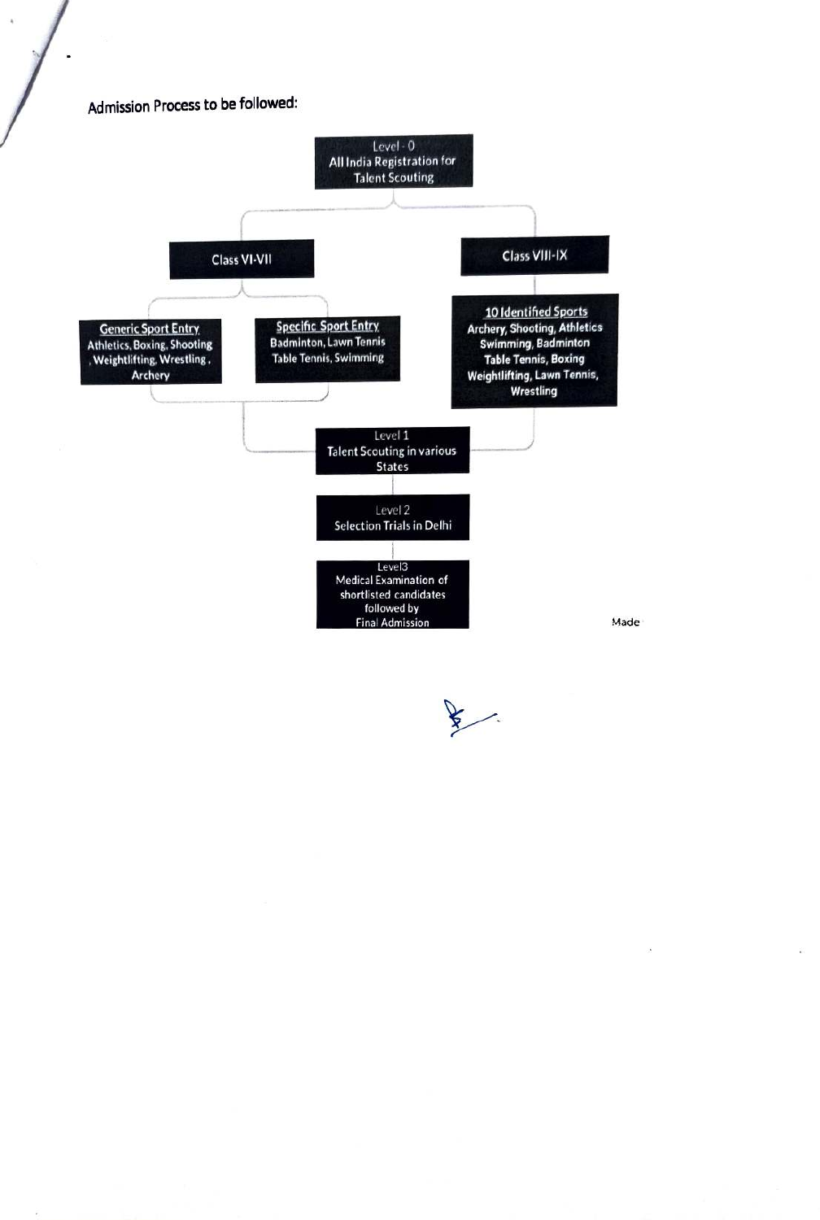Admission Process to be followed:

Level - 0
All India Registration for Talent Scouting

Class VI-VII

Generic Sport Entry
Athletics, Boxing, Shooting, Weightlifting, Wrestling, Archery

Specific Sport Entry
Badminton, Lawn Tennis
Table Tennis, Swimming

Class VIII-IX

10 Identified Sports
Archery, Shooting, Athletics
Swimming, Badminton
Table Tennis, Boxing
Weightlifting, Lawn Tennis,
Wrestling

Level 1
Talent Scouting in various States

Level 2
Selection Trials in Delhi

Level3
Medical Examination of shortlisted candidates followed by
Final Admission

Made